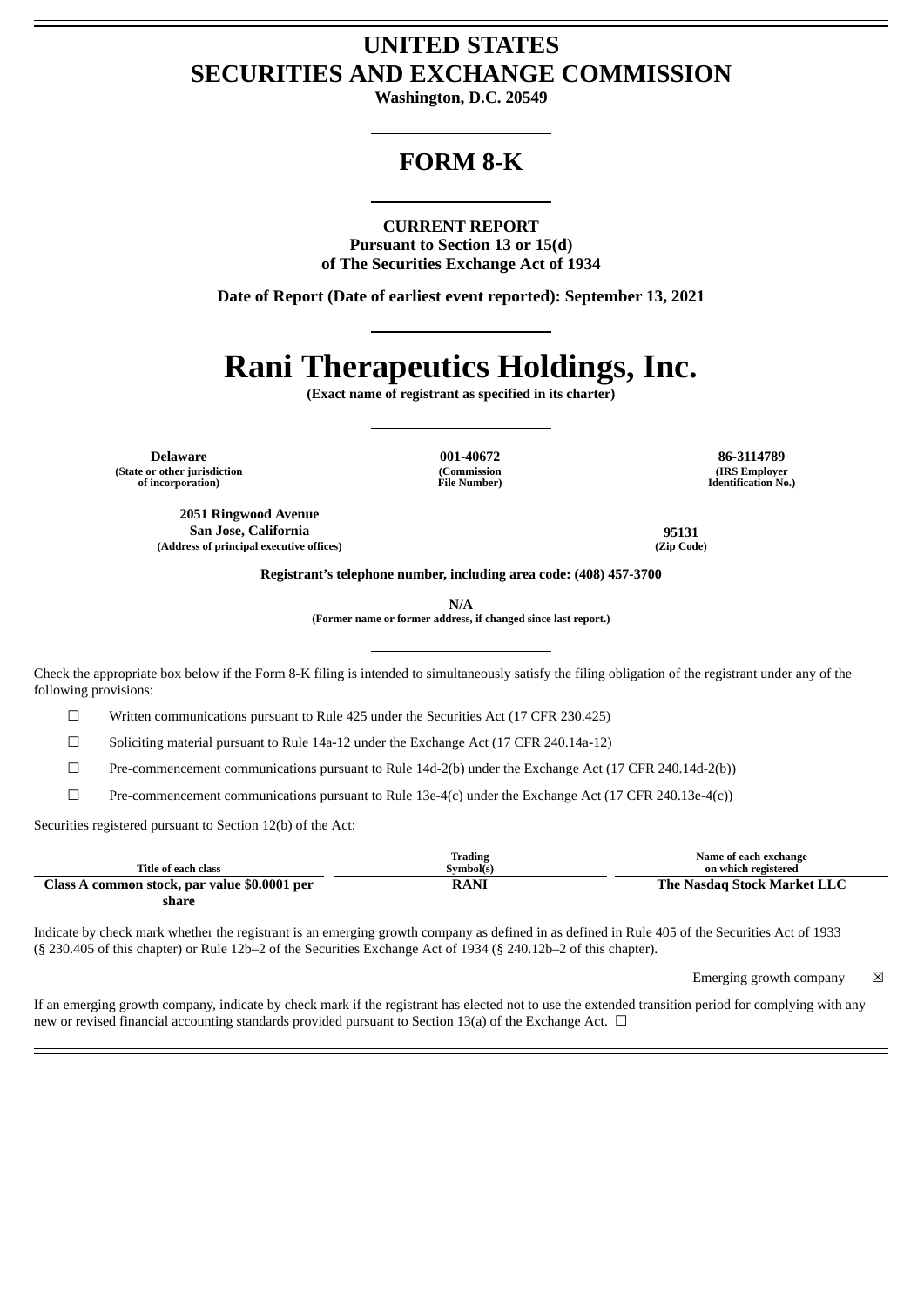# UNITED STATES
# SECURITIES AND EXCHANGE COMMISSION

**Washington, D.C. 20549**

---

# FORM 8-K

---

**CURRENT REPORT**
**Pursuant to Section 13 or 15(d)**
**of The Securities Exchange Act of 1934**

**Date of Report (Date of earliest event reported): September 13, 2021**

---

# Rani Therapeutics Holdings, Inc.

**(Exact name of registrant as specified in its charter)**

---

| Delaware | 001-40672 | 86-3114789 |
|---|---|---|
| (State or other jurisdiction of incorporation) | (Commission File Number) | (IRS Employer Identification No.) |

| 2051 Ringwood Avenue San Jose, California | 95131 |
|---|---|
| (Address of principal executive offices) | (Zip Code) |

**Registrant's telephone number, including area code: (408) 457-3700**

**N/A**
**(Former name or former address, if changed since last report.)**

---

Check the appropriate box below if the Form 8-K filing is intended to simultaneously satisfy the filing obligation of the registrant under any of the following provisions:

☐ Written communications pursuant to Rule 425 under the Securities Act (17 CFR 230.425)

☐ Soliciting material pursuant to Rule 14a-12 under the Exchange Act (17 CFR 240.14a-12)

☐ Pre-commencement communications pursuant to Rule 14d-2(b) under the Exchange Act (17 CFR 240.14d-2(b))

☐ Pre-commencement communications pursuant to Rule 13e-4(c) under the Exchange Act (17 CFR 240.13e-4(c))

Securities registered pursuant to Section 12(b) of the Act:

| Title of each class | Trading Symbol(s) | Name of each exchange on which registered |
|---|---|---|
| **Class A common stock, par value $0.0001 per share** | **RANI** | **The Nasdaq Stock Market LLC** |

Indicate by check mark whether the registrant is an emerging growth company as defined in as defined in Rule 405 of the Securities Act of 1933 (§ 230.405 of this chapter) or Rule 12b–2 of the Securities Exchange Act of 1934 (§ 240.12b–2 of this chapter).

Emerging growth company ☒

If an emerging growth company, indicate by check mark if the registrant has elected not to use the extended transition period for complying with any new or revised financial accounting standards provided pursuant to Section 13(a) of the Exchange Act. ☐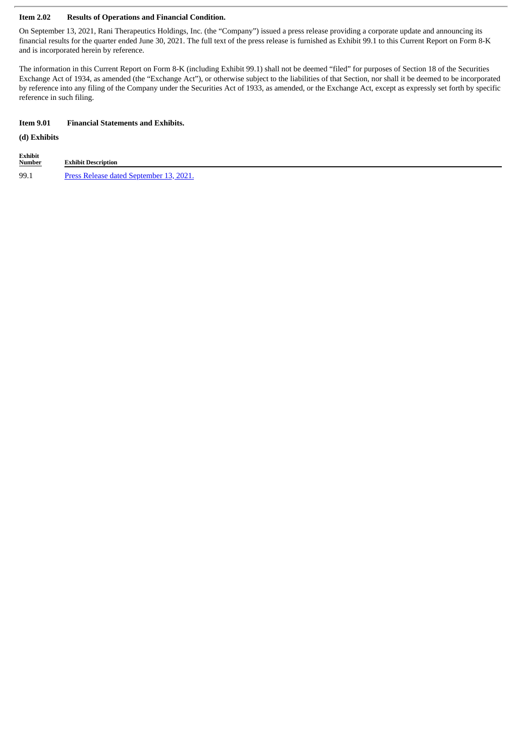**Item 2.02 Results of Operations and Financial Condition.**

On September 13, 2021, Rani Therapeutics Holdings, Inc. (the "Company") issued a press release providing a corporate update and announcing its financial results for the quarter ended June 30, 2021. The full text of the press release is furnished as Exhibit 99.1 to this Current Report on Form 8-K and is incorporated herein by reference.

The information in this Current Report on Form 8-K (including Exhibit 99.1) shall not be deemed "filed" for purposes of Section 18 of the Securities Exchange Act of 1934, as amended (the "Exchange Act"), or otherwise subject to the liabilities of that Section, nor shall it be deemed to be incorporated by reference into any filing of the Company under the Securities Act of 1933, as amended, or the Exchange Act, except as expressly set forth by specific reference in such filing.

**Item 9.01 Financial Statements and Exhibits.**

**(d) Exhibits**

| Exhibit Number | Exhibit Description |
|---|---|
| 99.1 | Press Release dated September 13, 2021. |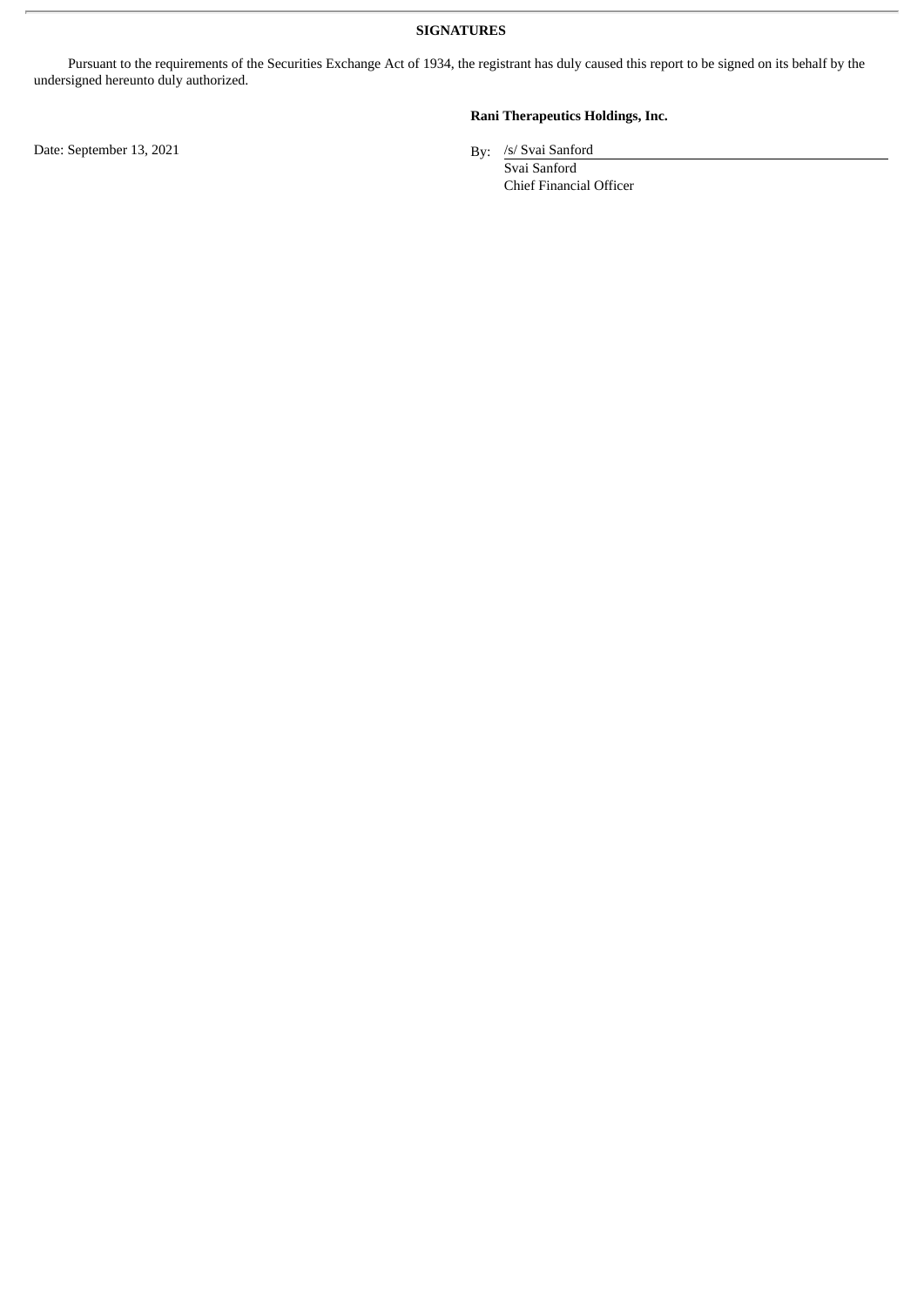**SIGNATURES**

Pursuant to the requirements of the Securities Exchange Act of 1934, the registrant has duly caused this report to be signed on its behalf by the undersigned hereunto duly authorized.

**Rani Therapeutics Holdings, Inc.**

Date: September 13, 2021

By: /s/ Svai Sanford
Svai Sanford
Chief Financial Officer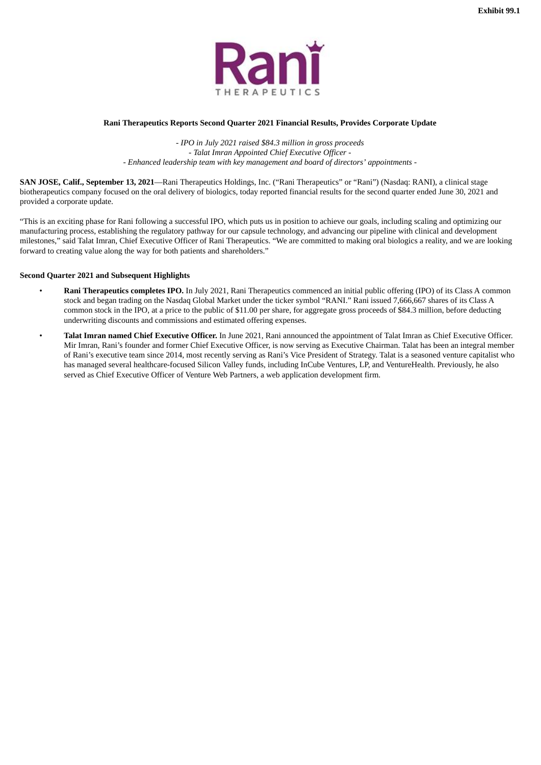**Exhibit 99.1**

Rani THERAPEUTICS

**Rani Therapeutics Reports Second Quarter 2021 Financial Results, Provides Corporate Update**

*- IPO in July 2021 raised $84.3 million in gross proceeds*
*- Talat Imran Appointed Chief Executive Officer -*
*- Enhanced leadership team with key management and board of directors' appointments -*

**SAN JOSE, Calif., September 13, 2021**—Rani Therapeutics Holdings, Inc. ("Rani Therapeutics" or "Rani") (Nasdaq: RANI), a clinical stage biotherapeutics company focused on the oral delivery of biologics, today reported financial results for the second quarter ended June 30, 2021 and provided a corporate update.

"This is an exciting phase for Rani following a successful IPO, which puts us in position to achieve our goals, including scaling and optimizing our manufacturing process, establishing the regulatory pathway for our capsule technology, and advancing our pipeline with clinical and development milestones," said Talat Imran, Chief Executive Officer of Rani Therapeutics. "We are committed to making oral biologics a reality, and we are looking forward to creating value along the way for both patients and shareholders."

**Second Quarter 2021 and Subsequent Highlights**

- **Rani Therapeutics completes IPO.** In July 2021, Rani Therapeutics commenced an initial public offering (IPO) of its Class A common stock and began trading on the Nasdaq Global Market under the ticker symbol "RANI." Rani issued 7,666,667 shares of its Class A common stock in the IPO, at a price to the public of $11.00 per share, for aggregate gross proceeds of $84.3 million, before deducting underwriting discounts and commissions and estimated offering expenses.
- **Talat Imran named Chief Executive Officer.** In June 2021, Rani announced the appointment of Talat Imran as Chief Executive Officer. Mir Imran, Rani's founder and former Chief Executive Officer, is now serving as Executive Chairman. Talat has been an integral member of Rani's executive team since 2014, most recently serving as Rani's Vice President of Strategy. Talat is a seasoned venture capitalist who has managed several healthcare-focused Silicon Valley funds, including InCube Ventures, LP, and VentureHealth. Previously, he also served as Chief Executive Officer of Venture Web Partners, a web application development firm.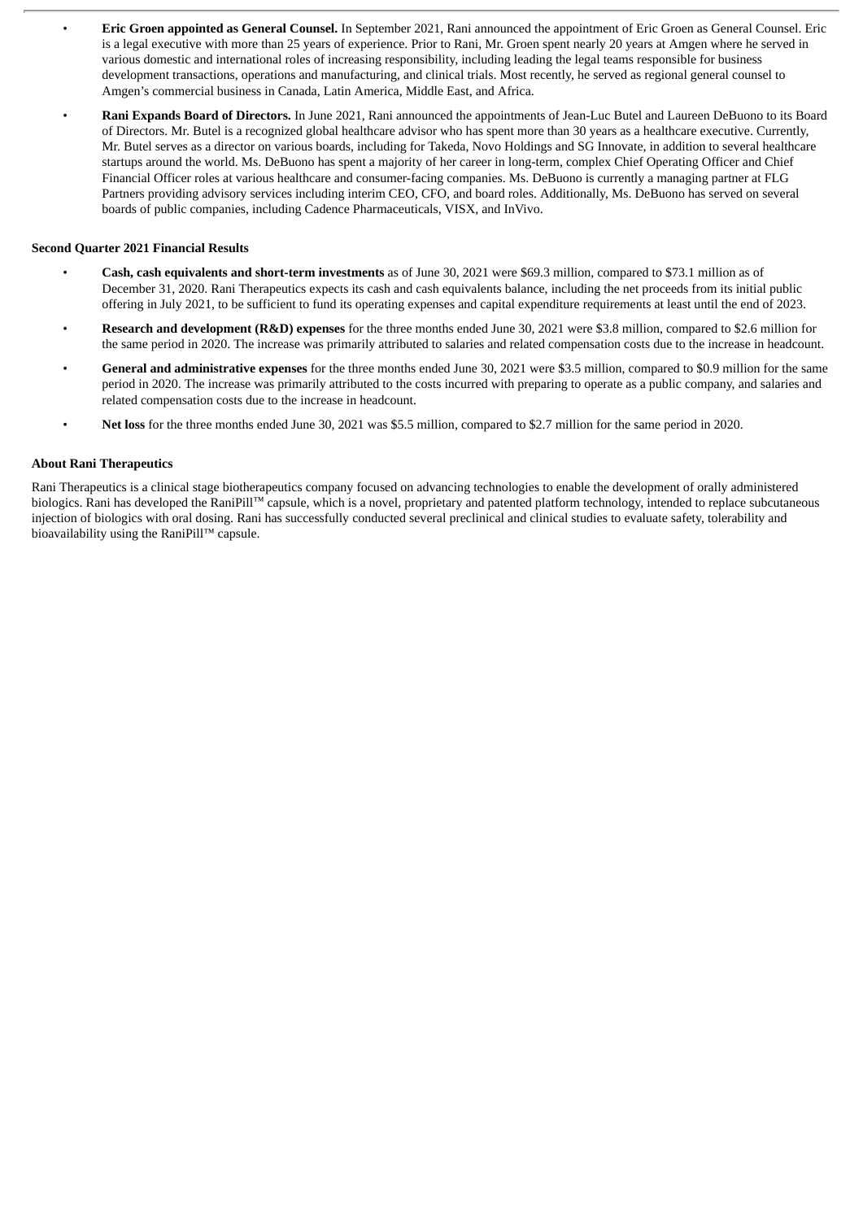- **Eric Groen appointed as General Counsel.** In September 2021, Rani announced the appointment of Eric Groen as General Counsel. Eric is a legal executive with more than 25 years of experience. Prior to Rani, Mr. Groen spent nearly 20 years at Amgen where he served in various domestic and international roles of increasing responsibility, including leading the legal teams responsible for business development transactions, operations and manufacturing, and clinical trials. Most recently, he served as regional general counsel to Amgen's commercial business in Canada, Latin America, Middle East, and Africa.
- **Rani Expands Board of Directors.** In June 2021, Rani announced the appointments of Jean-Luc Butel and Laureen DeBuono to its Board of Directors. Mr. Butel is a recognized global healthcare advisor who has spent more than 30 years as a healthcare executive. Currently, Mr. Butel serves as a director on various boards, including for Takeda, Novo Holdings and SG Innovate, in addition to several healthcare startups around the world. Ms. DeBuono has spent a majority of her career in long-term, complex Chief Operating Officer and Chief Financial Officer roles at various healthcare and consumer-facing companies. Ms. DeBuono is currently a managing partner at FLG Partners providing advisory services including interim CEO, CFO, and board roles. Additionally, Ms. DeBuono has served on several boards of public companies, including Cadence Pharmaceuticals, VISX, and InVivo.

**Second Quarter 2021 Financial Results**

- **Cash, cash equivalents and short-term investments** as of June 30, 2021 were $69.3 million, compared to $73.1 million as of December 31, 2020. Rani Therapeutics expects its cash and cash equivalents balance, including the net proceeds from its initial public offering in July 2021, to be sufficient to fund its operating expenses and capital expenditure requirements at least until the end of 2023.
- **Research and development (R&D) expenses** for the three months ended June 30, 2021 were $3.8 million, compared to $2.6 million for the same period in 2020. The increase was primarily attributed to salaries and related compensation costs due to the increase in headcount.
- **General and administrative expenses** for the three months ended June 30, 2021 were $3.5 million, compared to $0.9 million for the same period in 2020. The increase was primarily attributed to the costs incurred with preparing to operate as a public company, and salaries and related compensation costs due to the increase in headcount.
- **Net loss** for the three months ended June 30, 2021 was $5.5 million, compared to $2.7 million for the same period in 2020.

**About Rani Therapeutics**

Rani Therapeutics is a clinical stage biotherapeutics company focused on advancing technologies to enable the development of orally administered biologics. Rani has developed the RaniPill™ capsule, which is a novel, proprietary and patented platform technology, intended to replace subcutaneous injection of biologics with oral dosing. Rani has successfully conducted several preclinical and clinical studies to evaluate safety, tolerability and bioavailability using the RaniPill™ capsule.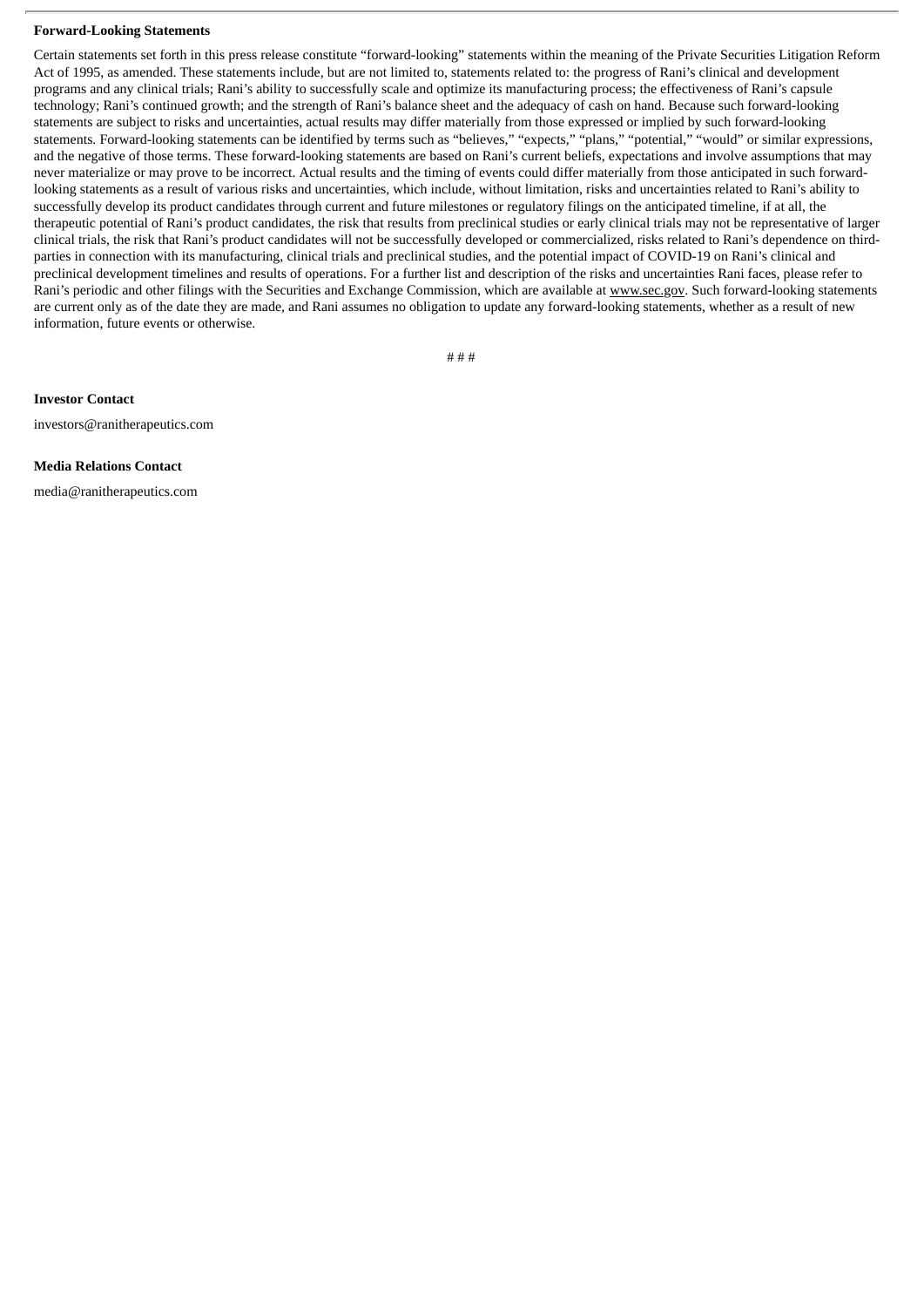**Forward-Looking Statements**

Certain statements set forth in this press release constitute "forward-looking" statements within the meaning of the Private Securities Litigation Reform Act of 1995, as amended. These statements include, but are not limited to, statements related to: the progress of Rani's clinical and development programs and any clinical trials; Rani's ability to successfully scale and optimize its manufacturing process; the effectiveness of Rani's capsule technology; Rani's continued growth; and the strength of Rani's balance sheet and the adequacy of cash on hand. Because such forward-looking statements are subject to risks and uncertainties, actual results may differ materially from those expressed or implied by such forward-looking statements. Forward-looking statements can be identified by terms such as "believes," "expects," "plans," "potential," "would" or similar expressions, and the negative of those terms. These forward-looking statements are based on Rani's current beliefs, expectations and involve assumptions that may never materialize or may prove to be incorrect. Actual results and the timing of events could differ materially from those anticipated in such forward-looking statements as a result of various risks and uncertainties, which include, without limitation, risks and uncertainties related to Rani's ability to successfully develop its product candidates through current and future milestones or regulatory filings on the anticipated timeline, if at all, the therapeutic potential of Rani's product candidates, the risk that results from preclinical studies or early clinical trials may not be representative of larger clinical trials, the risk that Rani's product candidates will not be successfully developed or commercialized, risks related to Rani's dependence on third-parties in connection with its manufacturing, clinical trials and preclinical studies, and the potential impact of COVID-19 on Rani's clinical and preclinical development timelines and results of operations. For a further list and description of the risks and uncertainties Rani faces, please refer to Rani's periodic and other filings with the Securities and Exchange Commission, which are available at www.sec.gov. Such forward-looking statements are current only as of the date they are made, and Rani assumes no obligation to update any forward-looking statements, whether as a result of new information, future events or otherwise.

# # #

**Investor Contact**

investors@ranitherapeutics.com

**Media Relations Contact**

media@ranitherapeutics.com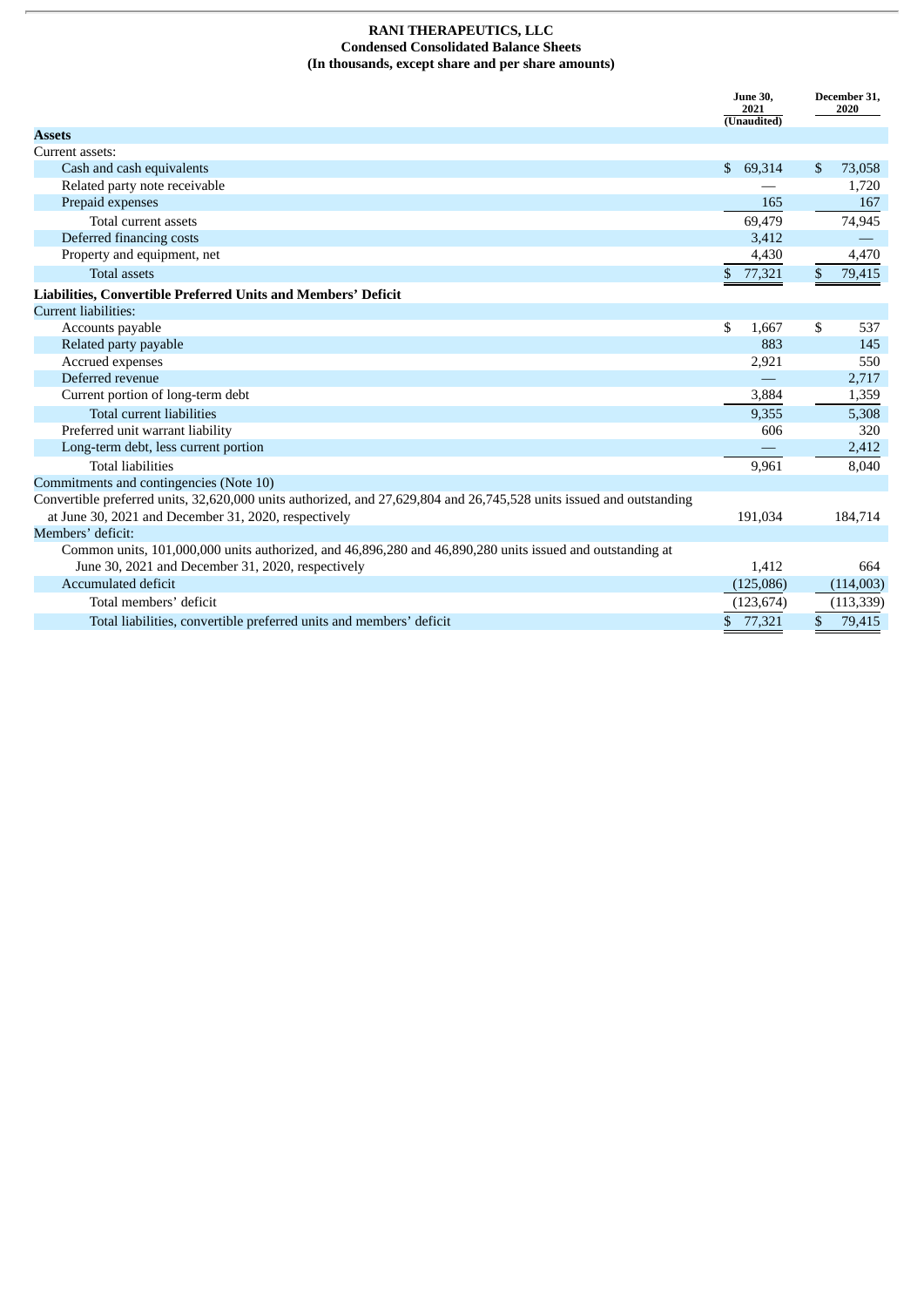**RANI THERAPEUTICS, LLC**
**Condensed Consolidated Balance Sheets**
**(In thousands, except share and per share amounts)**

| | June 30, 2021 (Unaudited) | December 31, 2020 |
|---|---|---|
| **Assets** | | |
| Current assets: | | |
| Cash and cash equivalents | $ 69,314 | $ 73,058 |
| Related party note receivable | — | 1,720 |
| Prepaid expenses | 165 | 167 |
| Total current assets | 69,479 | 74,945 |
| Deferred financing costs | 3,412 | — |
| Property and equipment, net | 4,430 | 4,470 |
| Total assets | $ 77,321 | $ 79,415 |
| **Liabilities, Convertible Preferred Units and Members' Deficit** | | |
| Current liabilities: | | |
| Accounts payable | $ 1,667 | $ 537 |
| Related party payable | 883 | 145 |
| Accrued expenses | 2,921 | 550 |
| Deferred revenue | — | 2,717 |
| Current portion of long-term debt | 3,884 | 1,359 |
| Total current liabilities | 9,355 | 5,308 |
| Preferred unit warrant liability | 606 | 320 |
| Long-term debt, less current portion | — | 2,412 |
| Total liabilities | 9,961 | 8,040 |
| Commitments and contingencies (Note 10) | | |
| Convertible preferred units, 32,620,000 units authorized, and 27,629,804 and 26,745,528 units issued and outstanding at June 30, 2021 and December 31, 2020, respectively | 191,034 | 184,714 |
| Members' deficit: | | |
| Common units, 101,000,000 units authorized, and 46,896,280 and 46,890,280 units issued and outstanding at June 30, 2021 and December 31, 2020, respectively | 1,412 | 664 |
| Accumulated deficit | (125,086) | (114,003) |
| Total members' deficit | (123,674) | (113,339) |
| Total liabilities, convertible preferred units and members' deficit | $ 77,321 | $ 79,415 |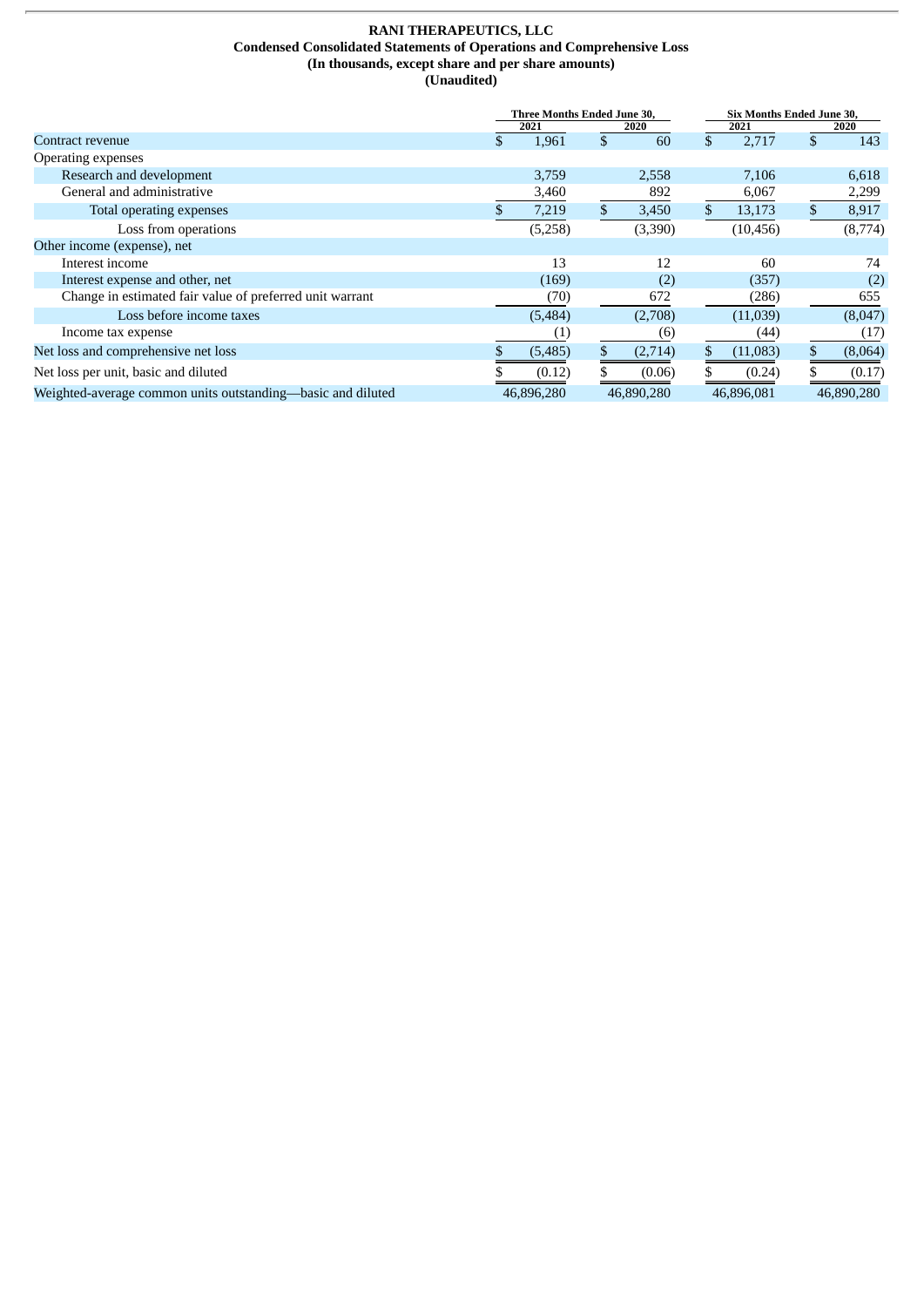**RANI THERAPEUTICS, LLC**
**Condensed Consolidated Statements of Operations and Comprehensive Loss**
**(In thousands, except share and per share amounts)**
**(Unaudited)**

| | Three Months Ended June 30, | | Six Months Ended June 30, | |
|---|---|---|---|---|
| | 2021 | 2020 | 2021 | 2020 |
| Contract revenue | $ 1,961 | $ 60 | $ 2,717 | $ 143 |
| Operating expenses | | | | |
| Research and development | 3,759 | 2,558 | 7,106 | 6,618 |
| General and administrative | 3,460 | 892 | 6,067 | 2,299 |
| Total operating expenses | $ 7,219 | $ 3,450 | $ 13,173 | $ 8,917 |
| Loss from operations | (5,258) | (3,390) | (10,456) | (8,774) |
| Other income (expense), net | | | | |
| Interest income | 13 | 12 | 60 | 74 |
| Interest expense and other, net | (169) | (2) | (357) | (2) |
| Change in estimated fair value of preferred unit warrant | (70) | 672 | (286) | 655 |
| Loss before income taxes | (5,484) | (2,708) | (11,039) | (8,047) |
| Income tax expense | (1) | (6) | (44) | (17) |
| Net loss and comprehensive net loss | $ (5,485) | $ (2,714) | $ (11,083) | $ (8,064) |
| Net loss per unit, basic and diluted | $ (0.12) | $ (0.06) | $ (0.24) | $ (0.17) |
| Weighted-average common units outstanding—basic and diluted | 46,896,280 | 46,890,280 | 46,896,081 | 46,890,280 |